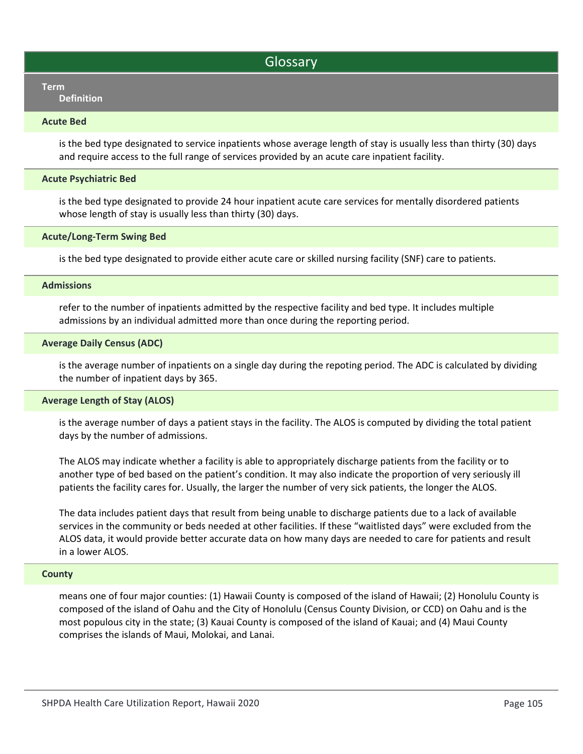# Glossary

**Term**
**Definition**

### Acute Bed

is the bed type designated to service inpatients whose average length of stay is usually less than thirty (30) days and require access to the full range of services provided by an acute care inpatient facility.

### Acute Psychiatric Bed

is the bed type designated to provide 24 hour inpatient acute care services for mentally disordered patients whose length of stay is usually less than thirty (30) days.

### Acute/Long-Term Swing Bed

is the bed type designated to provide either acute care or skilled nursing facility (SNF) care to patients.

### Admissions

refer to the number of inpatients admitted by the respective facility and bed type. It includes multiple admissions by an individual admitted more than once during the reporting period.

### Average Daily Census (ADC)

is the average number of inpatients on a single day during the repoting period. The ADC is calculated by dividing the number of inpatient days by 365.

### Average Length of Stay (ALOS)

is the average number of days a patient stays in the facility. The ALOS is computed by dividing the total patient days by the number of admissions.

The ALOS may indicate whether a facility is able to appropriately discharge patients from the facility or to another type of bed based on the patient's condition. It may also indicate the proportion of very seriously ill patients the facility cares for. Usually, the larger the number of very sick patients, the longer the ALOS.

The data includes patient days that result from being unable to discharge patients due to a lack of available services in the community or beds needed at other facilities. If these "waitlisted days" were excluded from the ALOS data, it would provide better accurate data on how many days are needed to care for patients and result in a lower ALOS.

### County

means one of four major counties: (1) Hawaii County is composed of the island of Hawaii; (2) Honolulu County is composed of the island of Oahu and the City of Honolulu (Census County Division, or CCD) on Oahu and is the most populous city in the state; (3) Kauai County is composed of the island of Kauai; and (4) Maui County comprises the islands of Maui, Molokai, and Lanai.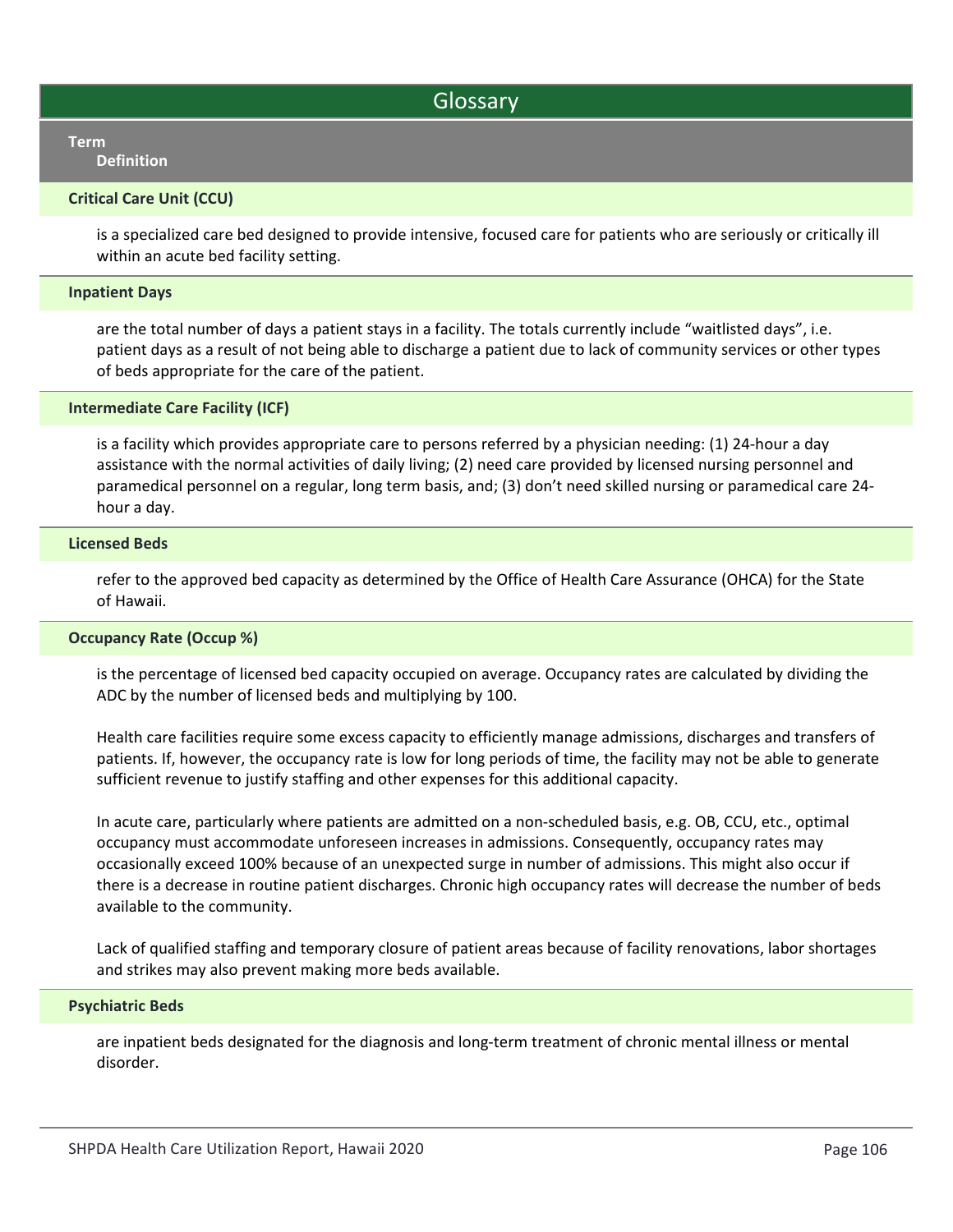## Glossary

**Term**
**Definition**

**Critical Care Unit (CCU)**

is a specialized care bed designed to provide intensive, focused care for patients who are seriously or critically ill within an acute bed facility setting.

**Inpatient Days**

are the total number of days a patient stays in a facility. The totals currently include "waitlisted days", i.e. patient days as a result of not being able to discharge a patient due to lack of community services or other types of beds appropriate for the care of the patient.

**Intermediate Care Facility (ICF)**

is a facility which provides appropriate care to persons referred by a physician needing: (1) 24-hour a day assistance with the normal activities of daily living; (2) need care provided by licensed nursing personnel and paramedical personnel on a regular, long term basis, and; (3) don't need skilled nursing or paramedical care 24-hour a day.

**Licensed Beds**

refer to the approved bed capacity as determined by the Office of Health Care Assurance (OHCA) for the State of Hawaii.

**Occupancy Rate (Occup %)**

is the percentage of licensed bed capacity occupied on average. Occupancy rates are calculated by dividing the ADC by the number of licensed beds and multiplying by 100.

Health care facilities require some excess capacity to efficiently manage admissions, discharges and transfers of patients. If, however, the occupancy rate is low for long periods of time, the facility may not be able to generate sufficient revenue to justify staffing and other expenses for this additional capacity.

In acute care, particularly where patients are admitted on a non-scheduled basis, e.g. OB, CCU, etc., optimal occupancy must accommodate unforeseen increases in admissions. Consequently, occupancy rates may occasionally exceed 100% because of an unexpected surge in number of admissions. This might also occur if there is a decrease in routine patient discharges. Chronic high occupancy rates will decrease the number of beds available to the community.

Lack of qualified staffing and temporary closure of patient areas because of facility renovations, labor shortages and strikes may also prevent making more beds available.

**Psychiatric Beds**

are inpatient beds designated for the diagnosis and long-term treatment of chronic mental illness or mental disorder.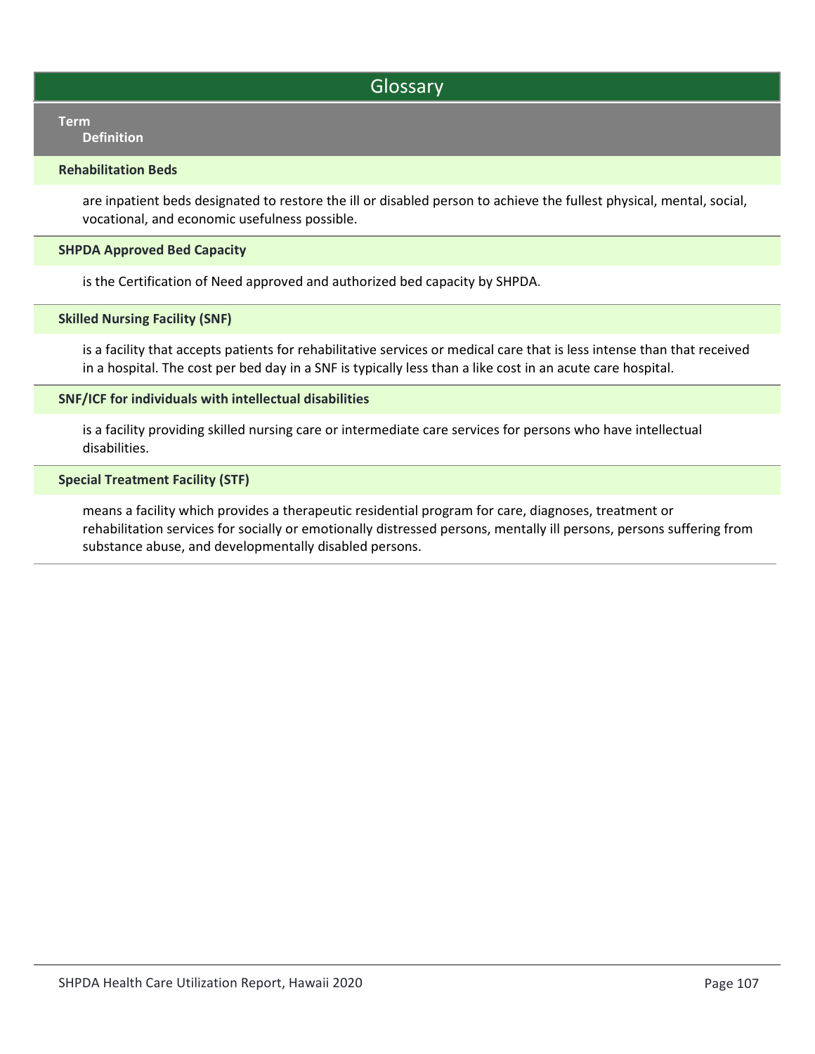## Glossary

**Term**
**Definition**

**Rehabilitation Beds**

are inpatient beds designated to restore the ill or disabled person to achieve the fullest physical, mental, social, vocational, and economic usefulness possible.

**SHPDA Approved Bed Capacity**

is the Certification of Need approved and authorized bed capacity by SHPDA.

**Skilled Nursing Facility (SNF)**

is a facility that accepts patients for rehabilitative services or medical care that is less intense than that received in a hospital. The cost per bed day in a SNF is typically less than a like cost in an acute care hospital.

**SNF/ICF for individuals with intellectual disabilities**

is a facility providing skilled nursing care or intermediate care services for persons who have intellectual disabilities.

**Special Treatment Facility (STF)**

means a facility which provides a therapeutic residential program for care, diagnoses, treatment or rehabilitation services for socially or emotionally distressed persons, mentally ill persons, persons suffering from substance abuse, and developmentally disabled persons.